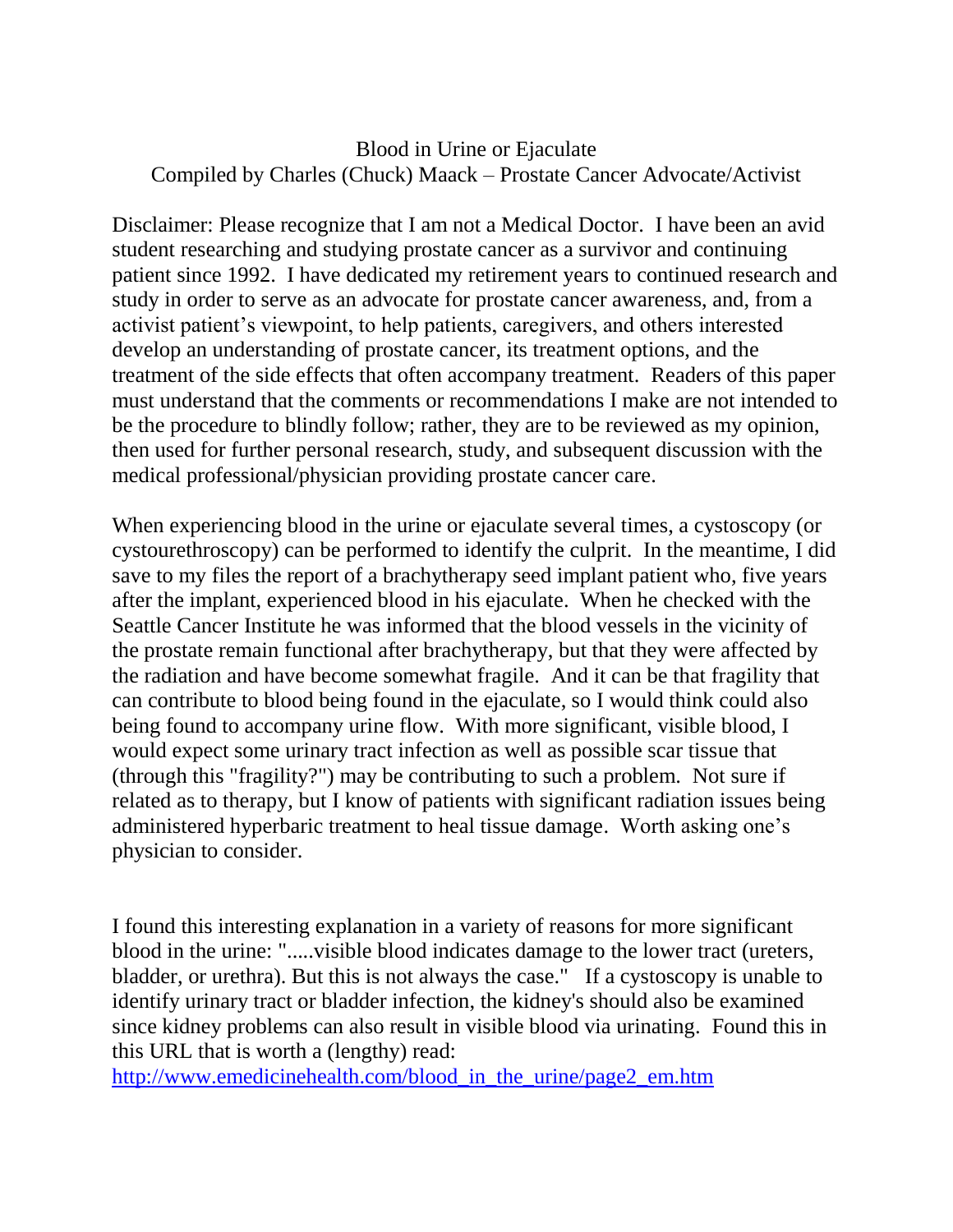# Blood in Urine or Ejaculate

Compiled by Charles (Chuck) Maack – Prostate Cancer Advocate/Activist

Disclaimer: Please recognize that I am not a Medical Doctor. I have been an avid student researching and studying prostate cancer as a survivor and continuing patient since 1992. I have dedicated my retirement years to continued research and study in order to serve as an advocate for prostate cancer awareness, and, from a activist patient's viewpoint, to help patients, caregivers, and others interested develop an understanding of prostate cancer, its treatment options, and the treatment of the side effects that often accompany treatment. Readers of this paper must understand that the comments or recommendations I make are not intended to be the procedure to blindly follow; rather, they are to be reviewed as my opinion, then used for further personal research, study, and subsequent discussion with the medical professional/physician providing prostate cancer care.

When experiencing blood in the urine or ejaculate several times, a cystoscopy (or cystourethroscopy) can be performed to identify the culprit. In the meantime, I did save to my files the report of a brachytherapy seed implant patient who, five years after the implant, experienced blood in his ejaculate. When he checked with the Seattle Cancer Institute he was informed that the blood vessels in the vicinity of the prostate remain functional after brachytherapy, but that they were affected by the radiation and have become somewhat fragile. And it can be that fragility that can contribute to blood being found in the ejaculate, so I would think could also being found to accompany urine flow. With more significant, visible blood, I would expect some urinary tract infection as well as possible scar tissue that (through this "fragility?") may be contributing to such a problem. Not sure if related as to therapy, but I know of patients with significant radiation issues being administered hyperbaric treatment to heal tissue damage. Worth asking one's physician to consider.

I found this interesting explanation in a variety of reasons for more significant blood in the urine: ".....visible blood indicates damage to the lower tract (ureters, bladder, or urethra). But this is not always the case." If a cystoscopy is unable to identify urinary tract or bladder infection, the kidney's should also be examined since kidney problems can also result in visible blood via urinating. Found this in this URL that is worth a (lengthy) read: [http://www.emedicinehealth.com/blood_in_the_urine/page2_em.htm](http://www.emedicinehealth.com/blood_in_the_urine/page2_em.htm)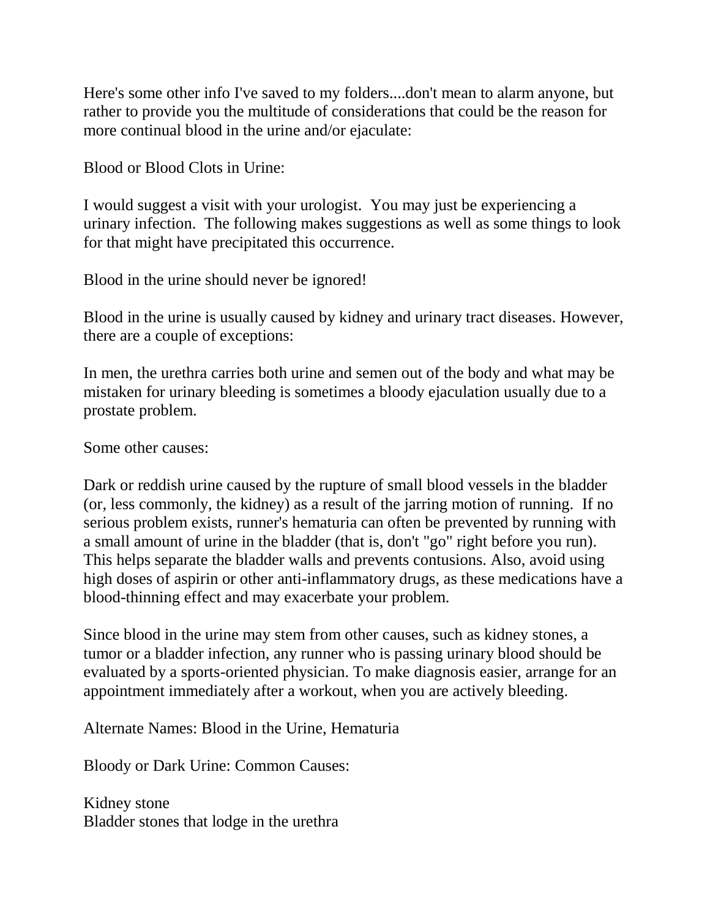Here's some other info I've saved to my folders....don't mean to alarm anyone, but rather to provide you the multitude of considerations that could be the reason for more continual blood in the urine and/or ejaculate:

Blood or Blood Clots in Urine:

I would suggest a visit with your urologist. You may just be experiencing a urinary infection. The following makes suggestions as well as some things to look for that might have precipitated this occurrence.

Blood in the urine should never be ignored!

Blood in the urine is usually caused by kidney and urinary tract diseases. However, there are a couple of exceptions:

In men, the urethra carries both urine and semen out of the body and what may be mistaken for urinary bleeding is sometimes a bloody ejaculation usually due to a prostate problem.

Some other causes:

Dark or reddish urine caused by the rupture of small blood vessels in the bladder (or, less commonly, the kidney) as a result of the jarring motion of running. If no serious problem exists, runner's hematuria can often be prevented by running with a small amount of urine in the bladder (that is, don't "go" right before you run). This helps separate the bladder walls and prevents contusions. Also, avoid using high doses of aspirin or other anti-inflammatory drugs, as these medications have a blood-thinning effect and may exacerbate your problem.

Since blood in the urine may stem from other causes, such as kidney stones, a tumor or a bladder infection, any runner who is passing urinary blood should be evaluated by a sports-oriented physician. To make diagnosis easier, arrange for an appointment immediately after a workout, when you are actively bleeding.

Alternate Names: Blood in the Urine, Hematuria

Bloody or Dark Urine: Common Causes:

Kidney stone
Bladder stones that lodge in the urethra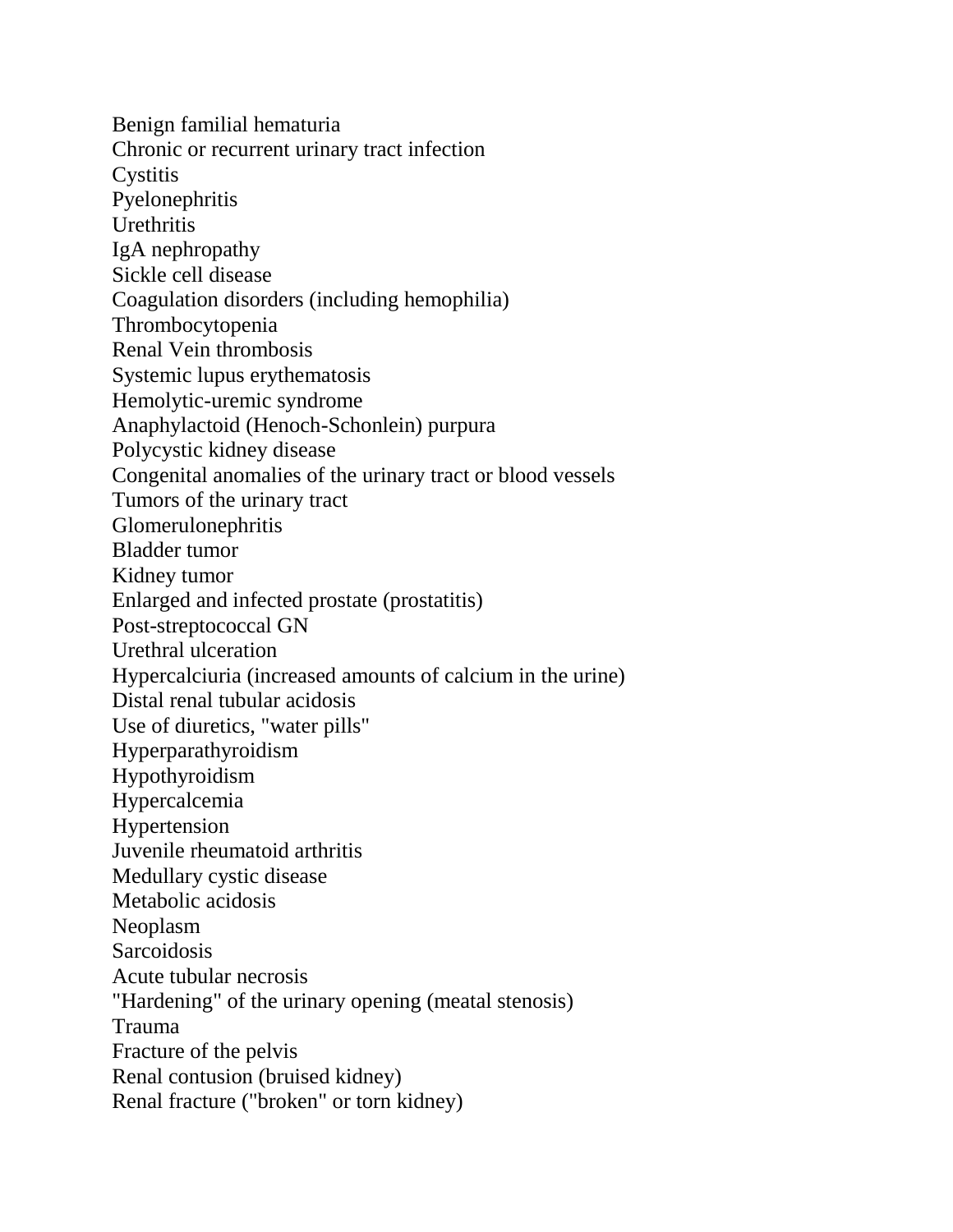Benign familial hematuria
Chronic or recurrent urinary tract infection
Cystitis
Pyelonephritis
Urethritis
IgA nephropathy
Sickle cell disease
Coagulation disorders (including hemophilia)
Thrombocytopenia
Renal Vein thrombosis
Systemic lupus erythematosis
Hemolytic-uremic syndrome
Anaphylactoid (Henoch-Schonlein) purpura
Polycystic kidney disease
Congenital anomalies of the urinary tract or blood vessels
Tumors of the urinary tract
Glomerulonephritis
Bladder tumor
Kidney tumor
Enlarged and infected prostate (prostatitis)
Post-streptococcal GN
Urethral ulceration
Hypercalciuria (increased amounts of calcium in the urine)
Distal renal tubular acidosis
Use of diuretics, "water pills"
Hyperparathyroidism
Hypothyroidism
Hypercalcemia
Hypertension
Juvenile rheumatoid arthritis
Medullary cystic disease
Metabolic acidosis
Neoplasm
Sarcoidosis
Acute tubular necrosis
"Hardening" of the urinary opening (meatal stenosis)
Trauma
Fracture of the pelvis
Renal contusion (bruised kidney)
Renal fracture ("broken" or torn kidney)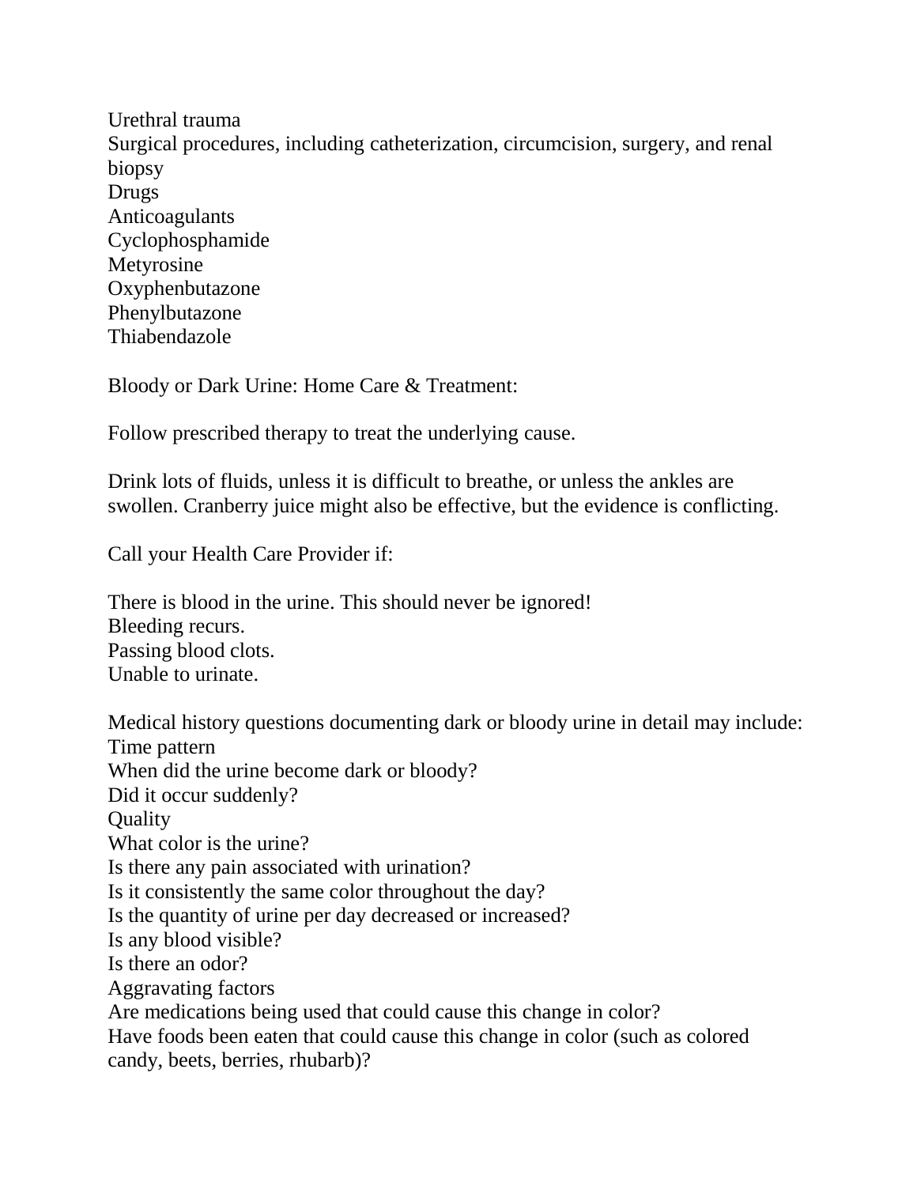Urethral trauma
Surgical procedures, including catheterization, circumcision, surgery, and renal biopsy
Drugs
Anticoagulants
Cyclophosphamide
Metyrosine
Oxyphenbutazone
Phenylbutazone
Thiabendazole

Bloody or Dark Urine: Home Care & Treatment:

Follow prescribed therapy to treat the underlying cause.

Drink lots of fluids, unless it is difficult to breathe, or unless the ankles are swollen. Cranberry juice might also be effective, but the evidence is conflicting.

Call your Health Care Provider if:

There is blood in the urine. This should never be ignored!
Bleeding recurs.
Passing blood clots.
Unable to urinate.

Medical history questions documenting dark or bloody urine in detail may include:
Time pattern
When did the urine become dark or bloody?
Did it occur suddenly?
Quality
What color is the urine?
Is there any pain associated with urination?
Is it consistently the same color throughout the day?
Is the quantity of urine per day decreased or increased?
Is any blood visible?
Is there an odor?
Aggravating factors
Are medications being used that could cause this change in color?
Have foods been eaten that could cause this change in color (such as colored candy, beets, berries, rhubarb)?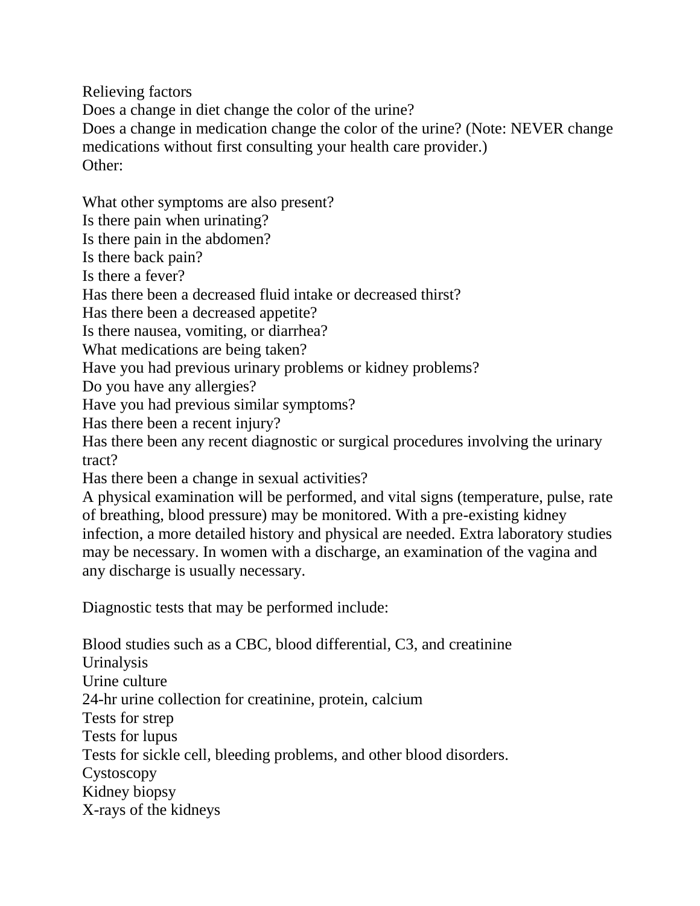Relieving factors

Does a change in diet change the color of the urine?

Does a change in medication change the color of the urine? (Note: NEVER change medications without first consulting your health care provider.)

Other:

What other symptoms are also present?

Is there pain when urinating?

Is there pain in the abdomen?

Is there back pain?

Is there a fever?

Has there been a decreased fluid intake or decreased thirst?

Has there been a decreased appetite?

Is there nausea, vomiting, or diarrhea?

What medications are being taken?

Have you had previous urinary problems or kidney problems?

Do you have any allergies?

Have you had previous similar symptoms?

Has there been a recent injury?

Has there been any recent diagnostic or surgical procedures involving the urinary tract?

Has there been a change in sexual activities?

A physical examination will be performed, and vital signs (temperature, pulse, rate of breathing, blood pressure) may be monitored. With a pre-existing kidney infection, a more detailed history and physical are needed. Extra laboratory studies may be necessary. In women with a discharge, an examination of the vagina and any discharge is usually necessary.

Diagnostic tests that may be performed include:

Blood studies such as a CBC, blood differential, C3, and creatinine

Urinalysis

Urine culture

24-hr urine collection for creatinine, protein, calcium

Tests for strep

Tests for lupus

Tests for sickle cell, bleeding problems, and other blood disorders.

Cystoscopy

Kidney biopsy

X-rays of the kidneys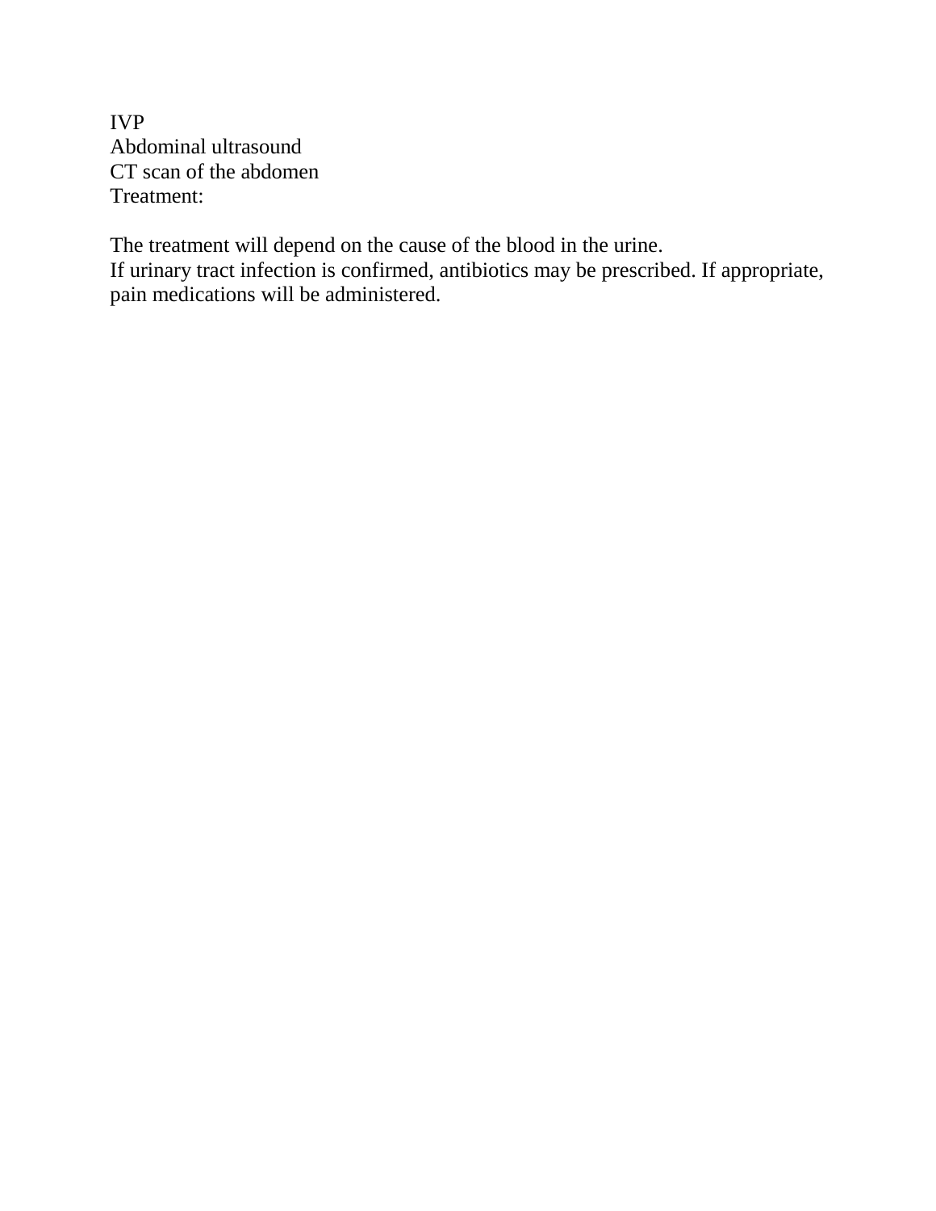IVP
Abdominal ultrasound
CT scan of the abdomen
Treatment:

The treatment will depend on the cause of the blood in the urine.
If urinary tract infection is confirmed, antibiotics may be prescribed. If appropriate, pain medications will be administered.